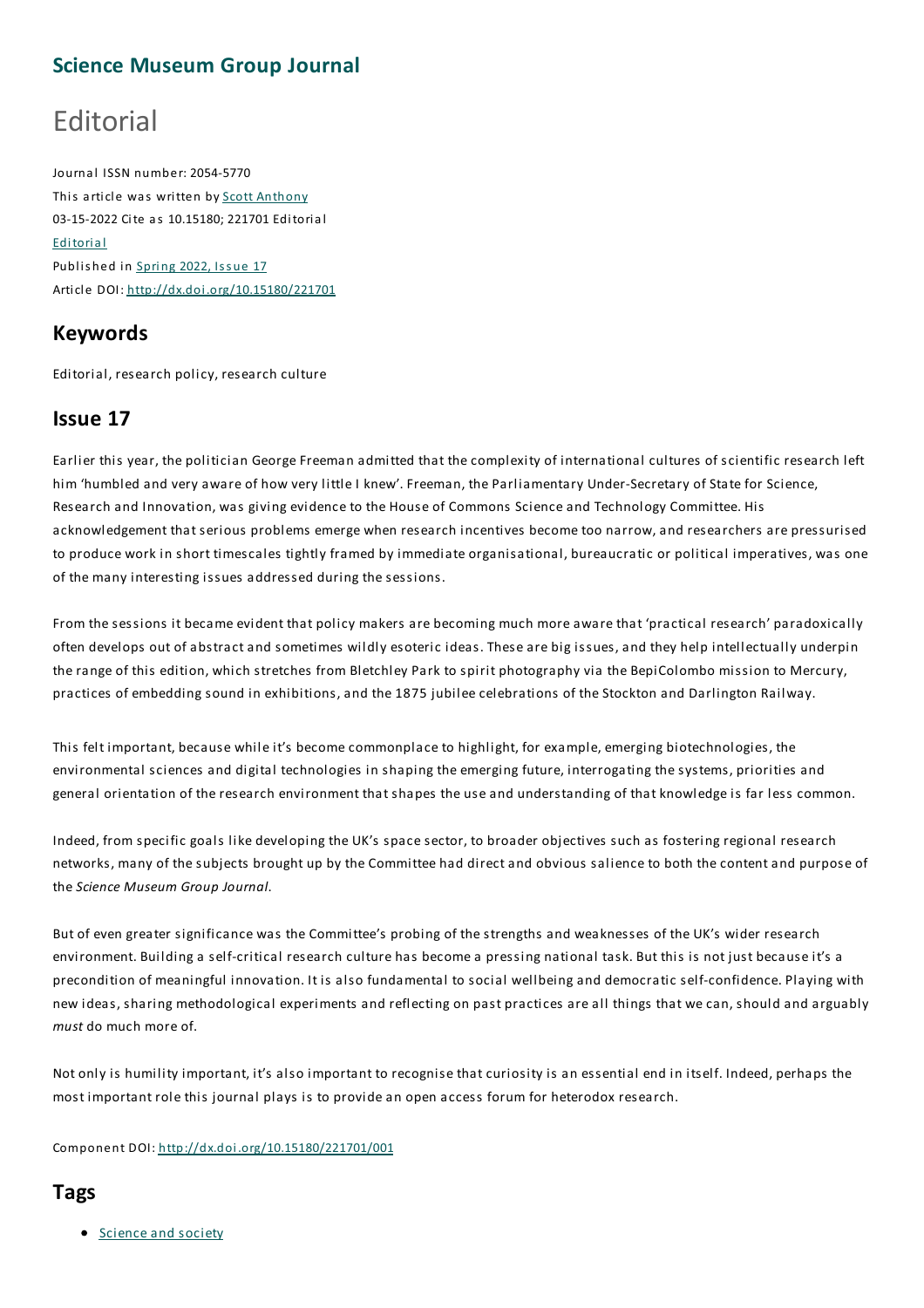## Science Museum Group Journal

# Editorial

Journal ISSN number: 2054-5770

This article was written by Scott Anthony

03-15-2022 Cite as 10.15180; 221701 Editorial

Editorial

Published in Spring 2022, Issue 17

Article DOI: http://dx.doi.org/10.15180/221701

## Keywords

Editorial, research policy, research culture

## Issue 17

Earlier this year, the politician George Freeman admitted that the complexity of international cultures of scientific research left him 'humbled and very aware of how very little I knew'. Freeman, the Parliamentary Under-Secretary of State for Science, Research and Innovation, was giving evidence to the House of Commons Science and Technology Committee. His acknowledgement that serious problems emerge when research incentives become too narrow, and researchers are pressurised to produce work in short timescales tightly framed by immediate organisational, bureaucratic or political imperatives, was one of the many interesting issues addressed during the sessions.

From the sessions it became evident that policy makers are becoming much more aware that 'practical research' paradoxically often develops out of abstract and sometimes wildly esoteric ideas. These are big issues, and they help intellectually underpin the range of this edition, which stretches from Bletchley Park to spirit photography via the BepiColombo mission to Mercury, practices of embedding sound in exhibitions, and the 1875 jubilee celebrations of the Stockton and Darlington Railway.

This felt important, because while it's become commonplace to highlight, for example, emerging biotechnologies, the environmental sciences and digital technologies in shaping the emerging future, interrogating the systems, priorities and general orientation of the research environment that shapes the use and understanding of that knowledge is far less common.

Indeed, from specific goals like developing the UK's space sector, to broader objectives such as fostering regional research networks, many of the subjects brought up by the Committee had direct and obvious salience to both the content and purpose of the *Science Museum Group Journal*.

But of even greater significance was the Committee's probing of the strengths and weaknesses of the UK's wider research environment. Building a self-critical research culture has become a pressing national task. But this is not just because it's a precondition of meaningful innovation. It is also fundamental to social wellbeing and democratic self-confidence. Playing with new ideas, sharing methodological experiments and reflecting on past practices are all things that we can, should and arguably *must* do much more of.

Not only is humility important, it's also important to recognise that curiosity is an essential end in itself. Indeed, perhaps the most important role this journal plays is to provide an open access forum for heterodox research.

Component DOI: http://dx.doi.org/10.15180/221701/001

## Tags

- Science and society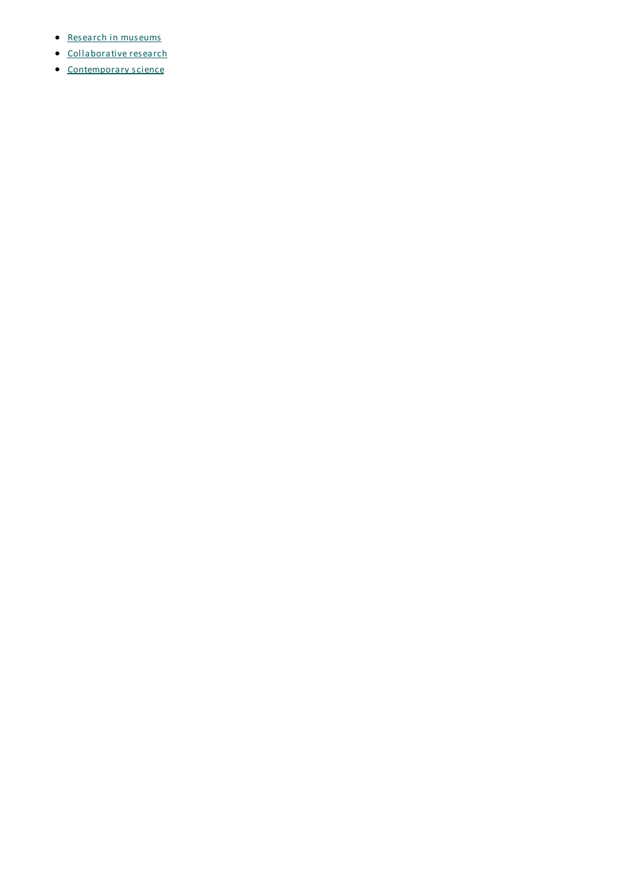- Research in museums
- Collaborative research
- Contemporary science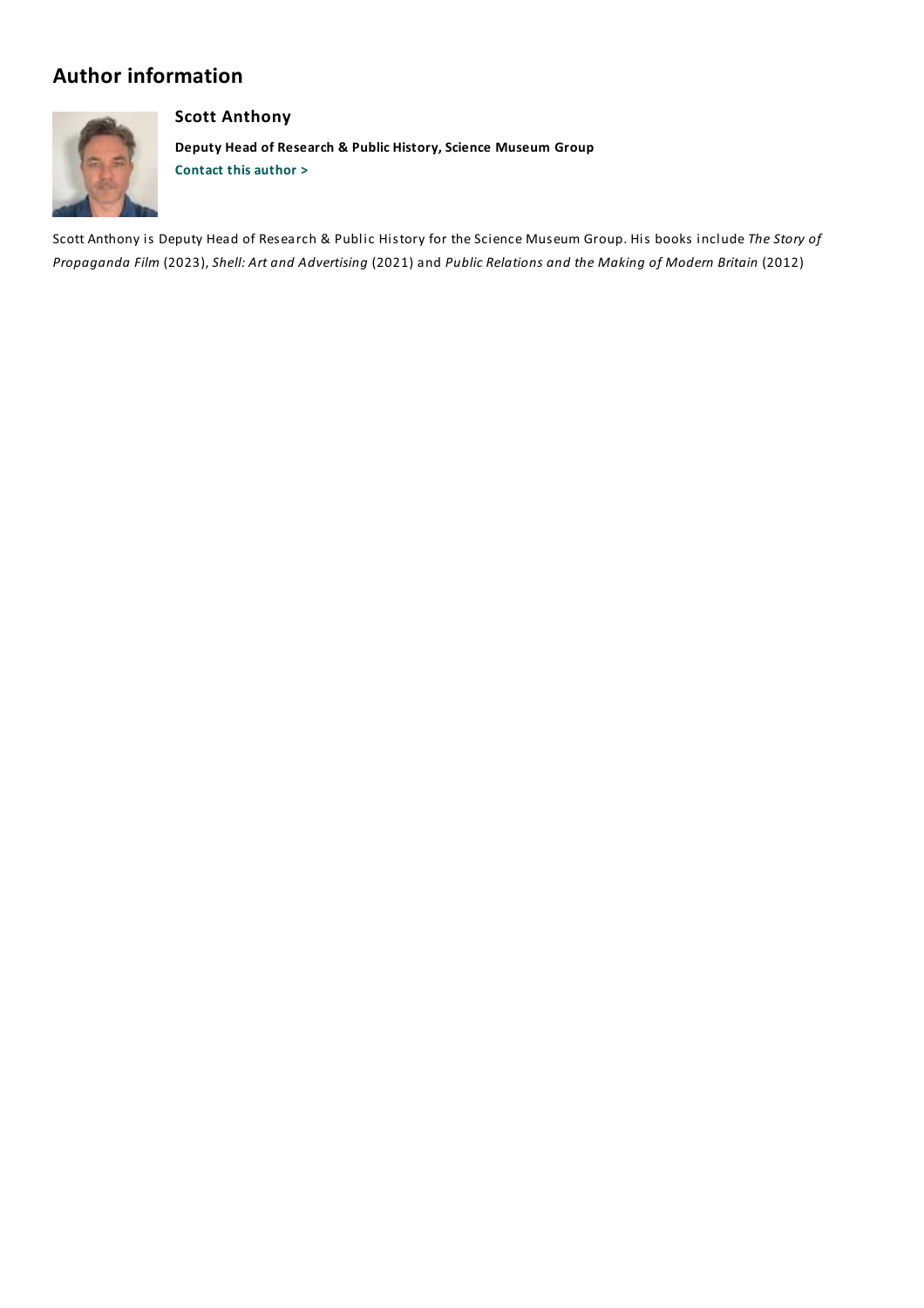## Author information

### Scott Anthony

**Deputy Head of Research & Public History, Science Museum Group**

**Contact this author >**

Scott Anthony is Deputy Head of Research & Public History for the Science Museum Group. His books include *The Story of Propaganda Film* (2023), *Shell: Art and Advertising* (2021) and *Public Relations and the Making of Modern Britain* (2012)